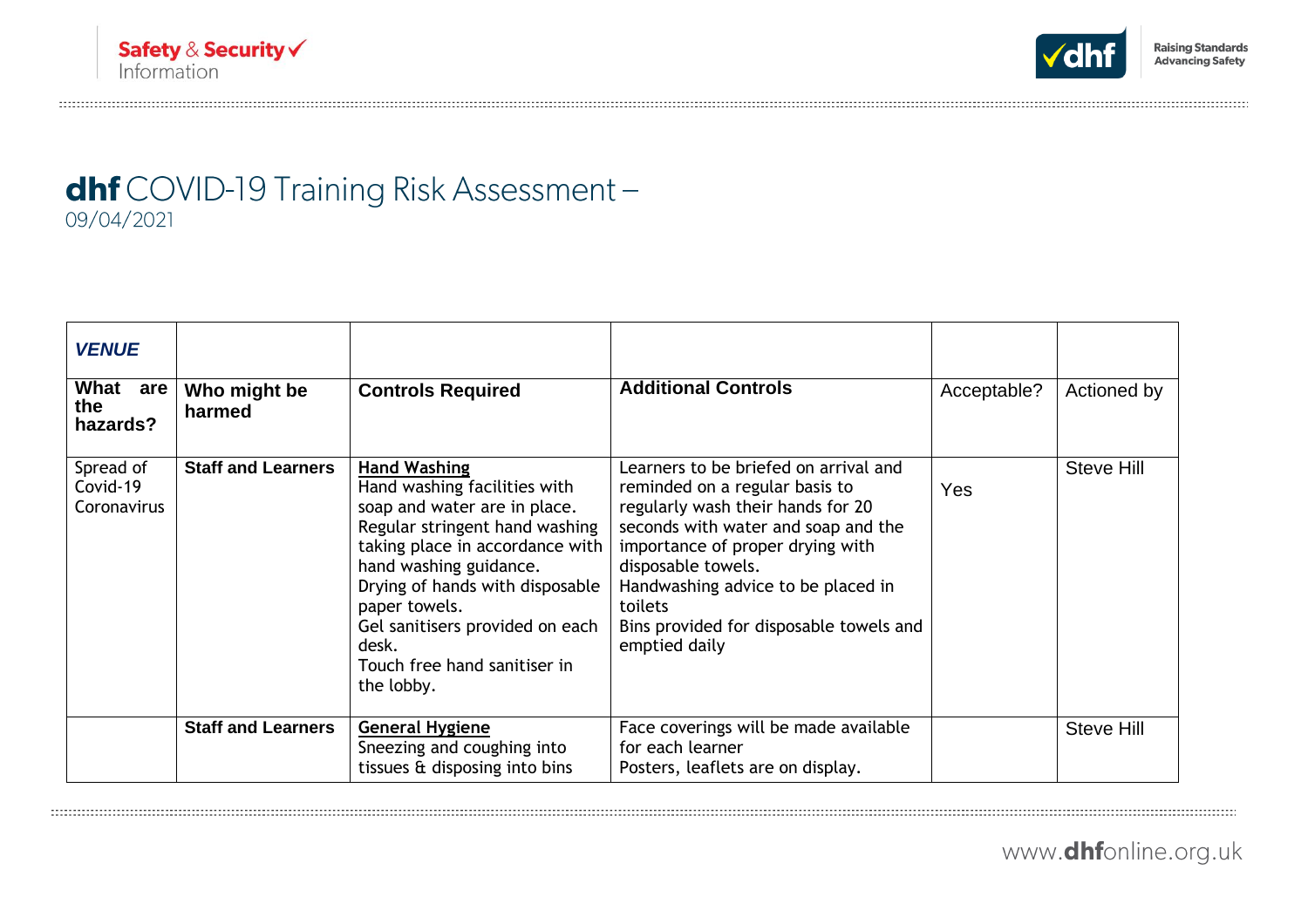# **dhf** COVID-19 Training Risk Assessment – 09/04/2021

| ***VENUE*** | | | | | |
|---|---|---|---|---|---|
| **What are the hazards?** | **Who might be harmed** | **Controls Required** | **Additional Controls** | Acceptable? | Actioned by |
| Spread of Covid-19 Coronavirus | **Staff and Learners** | **<u>Hand Washing</u>**<br>Hand washing facilities with soap and water are in place.<br>Regular stringent hand washing taking place in accordance with hand washing guidance.<br>Drying of hands with disposable paper towels.<br>Gel sanitisers provided on each desk.<br>Touch free hand sanitiser in the lobby. | Learners to be briefed on arrival and reminded on a regular basis to regularly wash their hands for 20 seconds with water and soap and the importance of proper drying with disposable towels.<br>Handwashing advice to be placed in toilets<br>Bins provided for disposable towels and emptied daily | Yes | Steve Hill |
| | **Staff and Learners** | **<u>General Hygiene</u>**<br>Sneezing and coughing into tissues & disposing into bins | Face coverings will be made available for each learner<br>Posters, leaflets are on display. | | Steve Hill |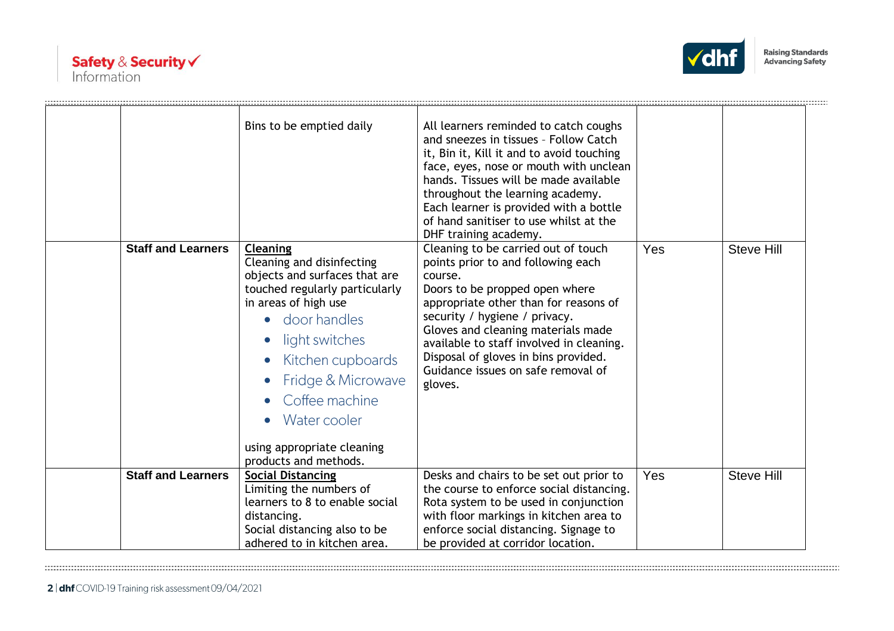| | | | | | |
|---|---|---|---|---|---|
| | | Bins to be emptied daily | All learners reminded to catch coughs and sneezes in tissues – Follow Catch it, Bin it, Kill it and to avoid touching face, eyes, nose or mouth with unclean hands. Tissues will be made available throughout the learning academy. Each learner is provided with a bottle of hand sanitiser to use whilst at the DHF training academy. | | |
| | **Staff and Learners** | **Cleaning**<br>Cleaning and disinfecting objects and surfaces that are touched regularly particularly in areas of high use<br>• door handles<br>• light switches<br>• Kitchen cupboards<br>• Fridge & Microwave<br>• Coffee machine<br>• Water cooler<br><br>using appropriate cleaning products and methods. | Cleaning to be carried out of touch points prior to and following each course.<br>Doors to be propped open where appropriate other than for reasons of security / hygiene / privacy.<br>Gloves and cleaning materials made available to staff involved in cleaning.<br>Disposal of gloves in bins provided.<br>Guidance issues on safe removal of gloves. | Yes | Steve Hill |
| | **Staff and Learners** | **Social Distancing**<br>Limiting the numbers of learners to 8 to enable social distancing.<br>Social distancing also to be adhered to in kitchen area. | Desks and chairs to be set out prior to the course to enforce social distancing. Rota system to be used in conjunction with floor markings in kitchen area to enforce social distancing. Signage to be provided at corridor location. | Yes | Steve Hill |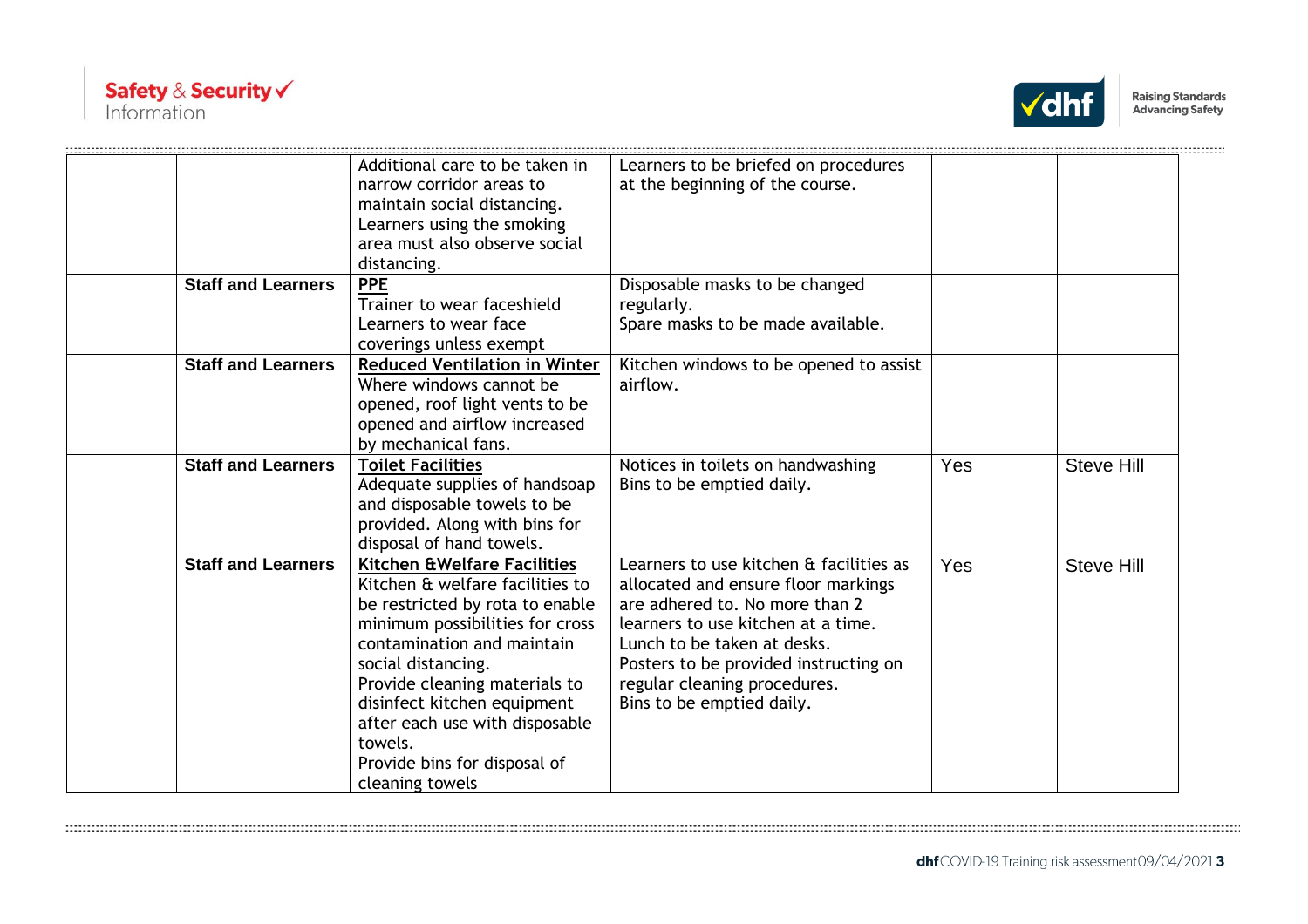| | | | | | |
|---|---|---|---|---|---|
| | | Additional care to be taken in narrow corridor areas to maintain social distancing. Learners using the smoking area must also observe social distancing. | Learners to be briefed on procedures at the beginning of the course. | | |
| | **Staff and Learners** | **PPE**<br>Trainer to wear faceshield<br>Learners to wear face coverings unless exempt | Disposable masks to be changed regularly.<br>Spare masks to be made available. | | |
| | **Staff and Learners** | **Reduced Ventilation in Winter**<br>Where windows cannot be opened, roof light vents to be opened and airflow increased by mechanical fans. | Kitchen windows to be opened to assist airflow. | | |
| | **Staff and Learners** | **Toilet Facilities**<br>Adequate supplies of handsoap and disposable towels to be provided. Along with bins for disposal of hand towels. | Notices in toilets on handwashing<br>Bins to be emptied daily. | Yes | Steve Hill |
| | **Staff and Learners** | **Kitchen &Welfare Facilities**<br>Kitchen & welfare facilities to be restricted by rota to enable minimum possibilities for cross contamination and maintain social distancing.<br>Provide cleaning materials to disinfect kitchen equipment after each use with disposable towels.<br>Provide bins for disposal of cleaning towels | Learners to use kitchen & facilities as allocated and ensure floor markings are adhered to. No more than 2 learners to use kitchen at a time.<br>Lunch to be taken at desks.<br>Posters to be provided instructing on regular cleaning procedures.<br>Bins to be emptied daily. | Yes | Steve Hill |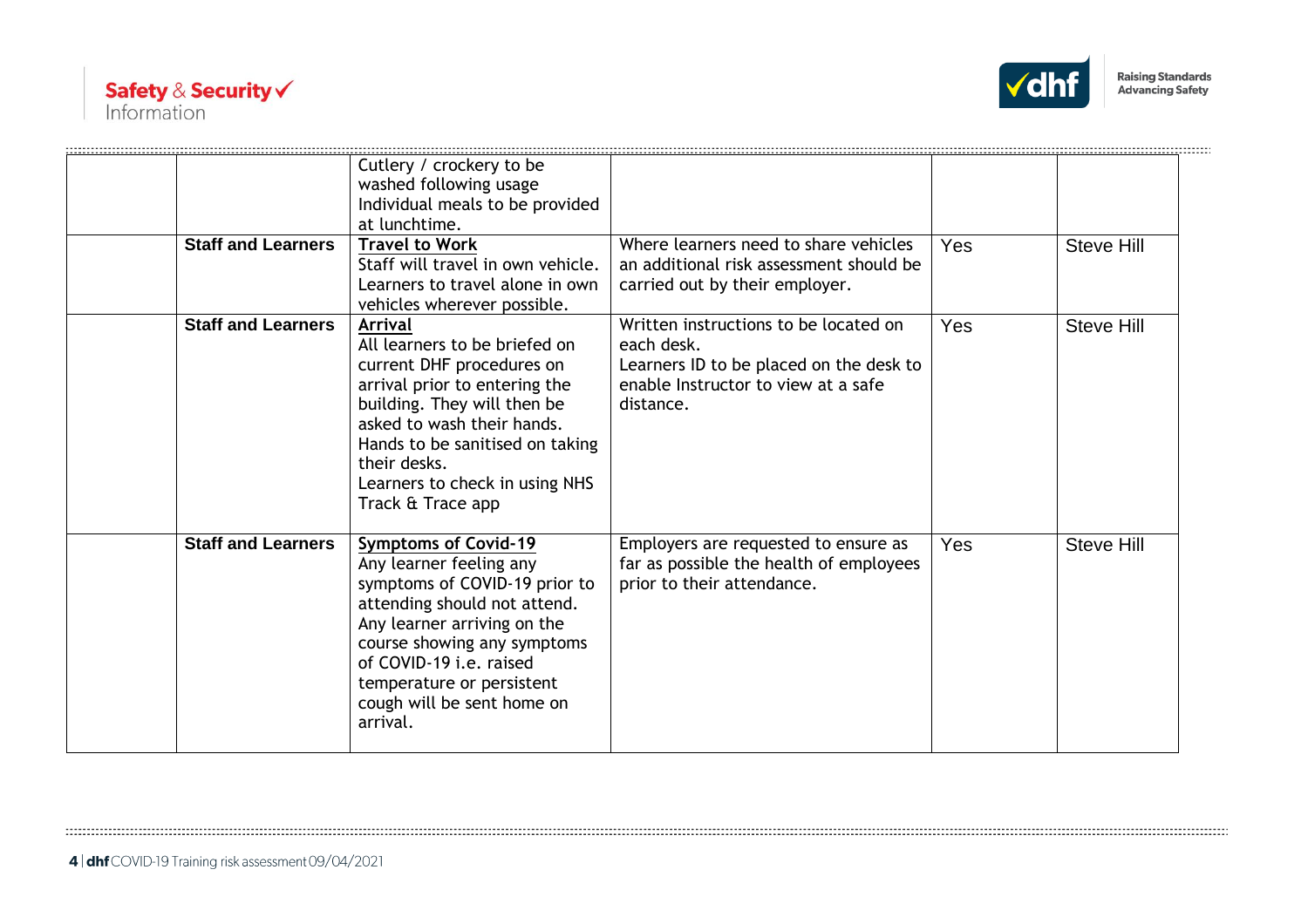| | | | | | |
|---|---|---|---|---|---|
| | | Cutlery / crockery to be washed following usage<br>Individual meals to be provided at lunchtime. | | | |
| | **Staff and Learners** | **Travel to Work**<br>Staff will travel in own vehicle. Learners to travel alone in own vehicles wherever possible. | Where learners need to share vehicles an additional risk assessment should be carried out by their employer. | Yes | Steve Hill |
| | **Staff and Learners** | **Arrival**<br>All learners to be briefed on current DHF procedures on arrival prior to entering the building. They will then be asked to wash their hands.<br>Hands to be sanitised on taking their desks.<br>Learners to check in using NHS Track & Trace app | Written instructions to be located on each desk.<br>Learners ID to be placed on the desk to enable Instructor to view at a safe distance. | Yes | Steve Hill |
| | **Staff and Learners** | **Symptoms of Covid-19**<br>Any learner feeling any symptoms of COVID-19 prior to attending should not attend.<br>Any learner arriving on the course showing any symptoms of COVID-19 i.e. raised temperature or persistent cough will be sent home on arrival. | Employers are requested to ensure as far as possible the health of employees prior to their attendance. | Yes | Steve Hill |